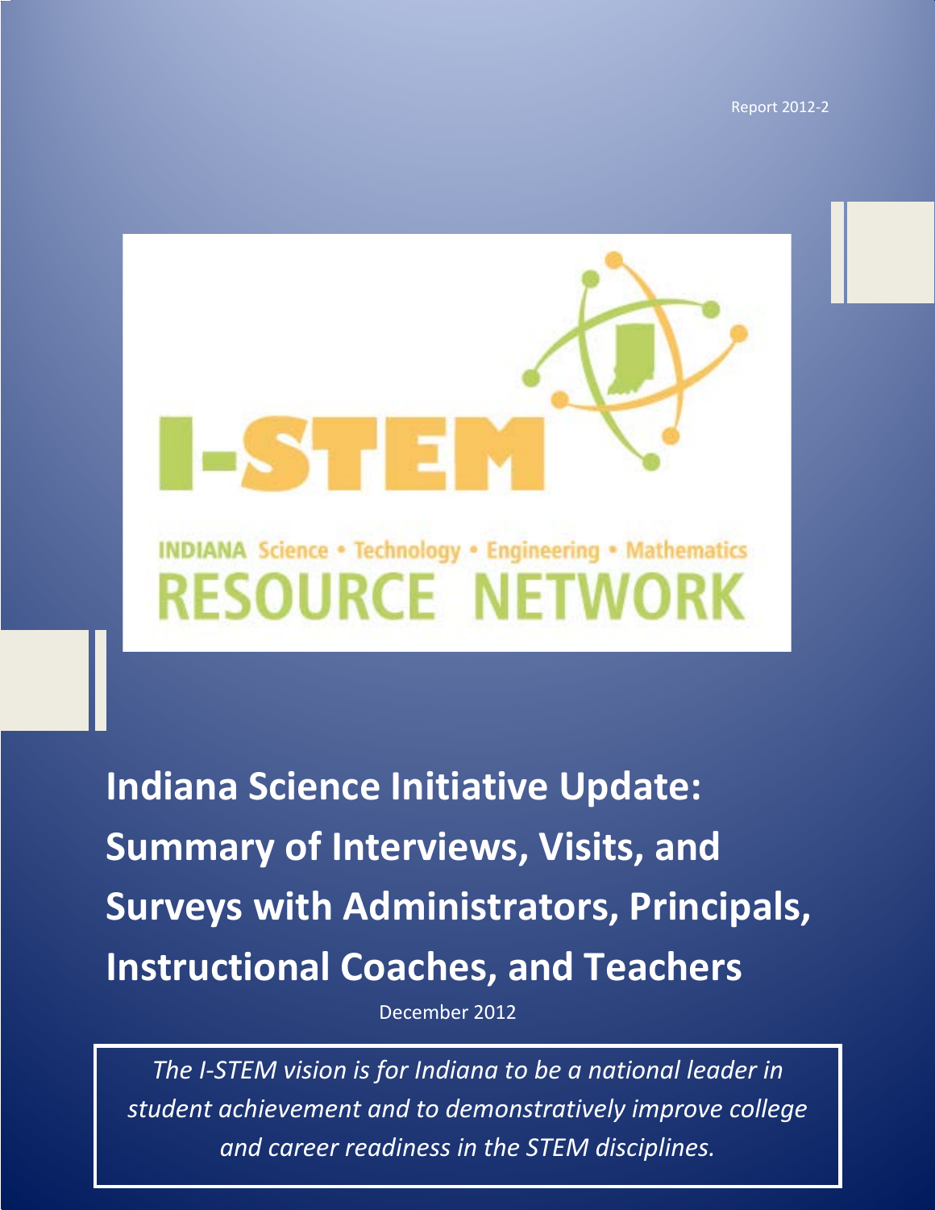Report 2012-2

I-STEM

INDIANA Science • Technology • Engineering • Mathematics
RESOURCE NETWORK

# Indiana Science Initiative Update: Summary of Interviews, Visits, and Surveys with Administrators, Principals, Instructional Coaches, and Teachers

December 2012

*The I-STEM vision is for Indiana to be a national leader in student achievement and to demonstratively improve college and career readiness in the STEM disciplines.*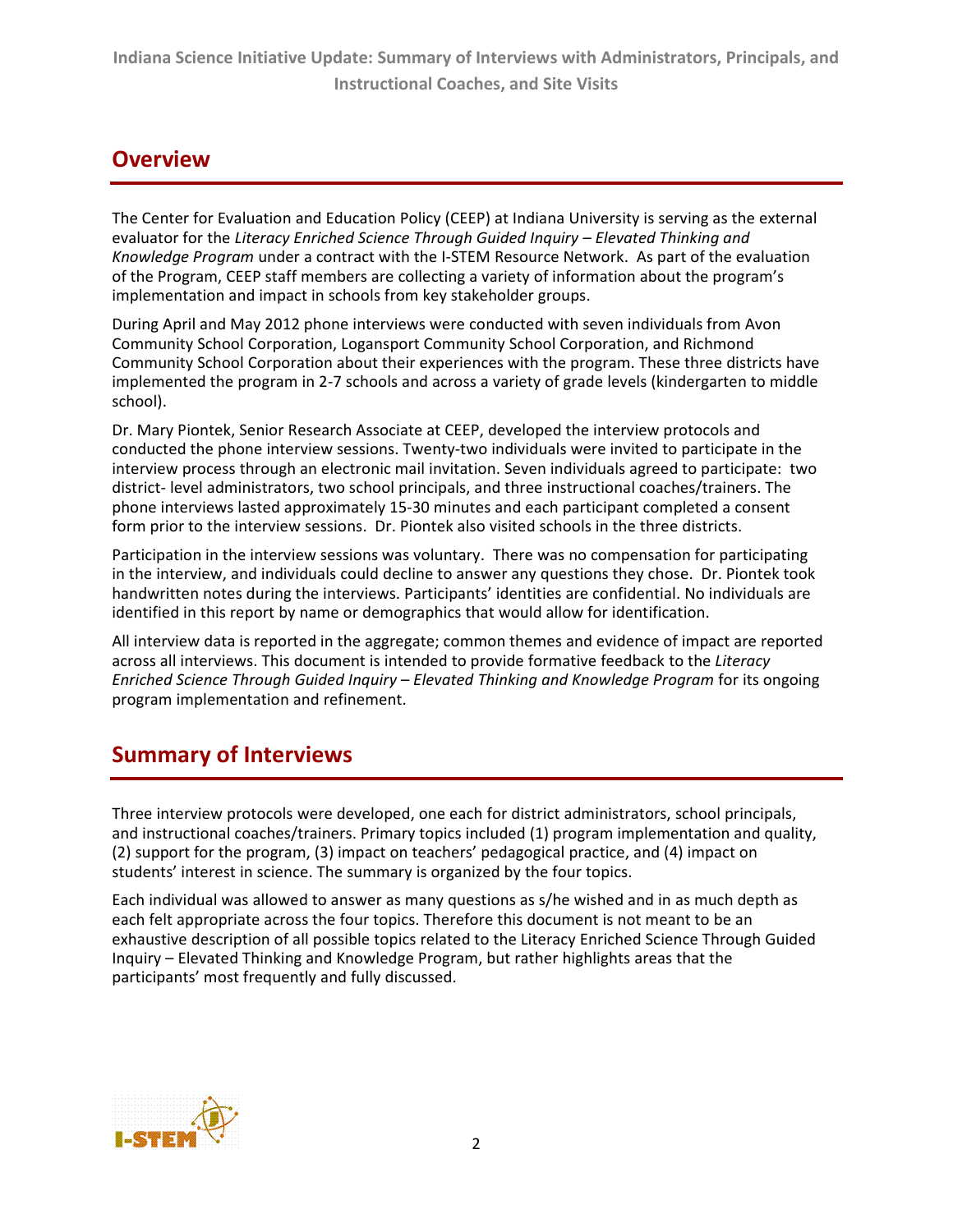## Overview

The Center for Evaluation and Education Policy (CEEP) at Indiana University is serving as the external evaluator for the *Literacy Enriched Science Through Guided Inquiry – Elevated Thinking and Knowledge Program* under a contract with the I-STEM Resource Network. As part of the evaluation of the Program, CEEP staff members are collecting a variety of information about the program's implementation and impact in schools from key stakeholder groups.

During April and May 2012 phone interviews were conducted with seven individuals from Avon Community School Corporation, Logansport Community School Corporation, and Richmond Community School Corporation about their experiences with the program. These three districts have implemented the program in 2-7 schools and across a variety of grade levels (kindergarten to middle school).

Dr. Mary Piontek, Senior Research Associate at CEEP, developed the interview protocols and conducted the phone interview sessions. Twenty-two individuals were invited to participate in the interview process through an electronic mail invitation. Seven individuals agreed to participate: two district- level administrators, two school principals, and three instructional coaches/trainers. The phone interviews lasted approximately 15-30 minutes and each participant completed a consent form prior to the interview sessions. Dr. Piontek also visited schools in the three districts.

Participation in the interview sessions was voluntary. There was no compensation for participating in the interview, and individuals could decline to answer any questions they chose. Dr. Piontek took handwritten notes during the interviews. Participants' identities are confidential. No individuals are identified in this report by name or demographics that would allow for identification.

All interview data is reported in the aggregate; common themes and evidence of impact are reported across all interviews. This document is intended to provide formative feedback to the *Literacy Enriched Science Through Guided Inquiry – Elevated Thinking and Knowledge Program* for its ongoing program implementation and refinement.

## Summary of Interviews

Three interview protocols were developed, one each for district administrators, school principals, and instructional coaches/trainers. Primary topics included (1) program implementation and quality, (2) support for the program, (3) impact on teachers' pedagogical practice, and (4) impact on students' interest in science. The summary is organized by the four topics.

Each individual was allowed to answer as many questions as s/he wished and in as much depth as each felt appropriate across the four topics. Therefore this document is not meant to be an exhaustive description of all possible topics related to the Literacy Enriched Science Through Guided Inquiry – Elevated Thinking and Knowledge Program, but rather highlights areas that the participants' most frequently and fully discussed.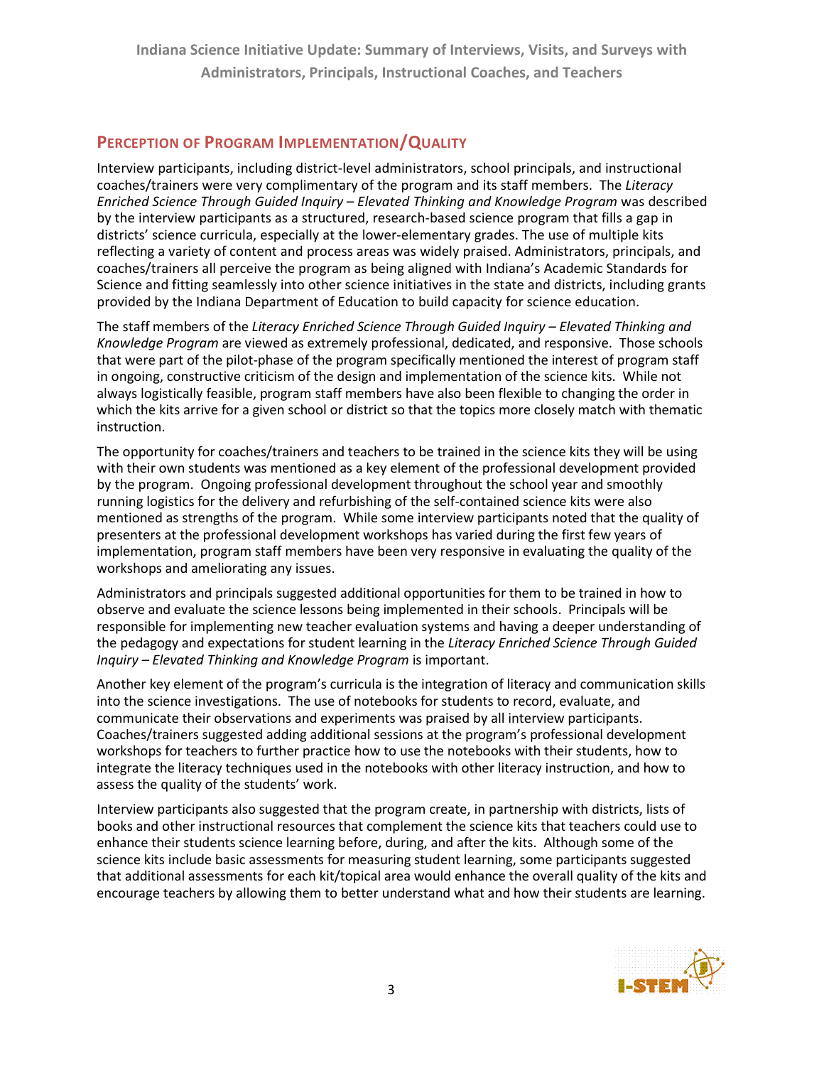## Perception of Program Implementation/Quality

Interview participants, including district-level administrators, school principals, and instructional coaches/trainers were very complimentary of the program and its staff members. The *Literacy Enriched Science Through Guided Inquiry – Elevated Thinking and Knowledge Program* was described by the interview participants as a structured, research-based science program that fills a gap in districts' science curricula, especially at the lower-elementary grades. The use of multiple kits reflecting a variety of content and process areas was widely praised. Administrators, principals, and coaches/trainers all perceive the program as being aligned with Indiana's Academic Standards for Science and fitting seamlessly into other science initiatives in the state and districts, including grants provided by the Indiana Department of Education to build capacity for science education.

The staff members of the *Literacy Enriched Science Through Guided Inquiry – Elevated Thinking and Knowledge Program* are viewed as extremely professional, dedicated, and responsive. Those schools that were part of the pilot-phase of the program specifically mentioned the interest of program staff in ongoing, constructive criticism of the design and implementation of the science kits. While not always logistically feasible, program staff members have also been flexible to changing the order in which the kits arrive for a given school or district so that the topics more closely match with thematic instruction.

The opportunity for coaches/trainers and teachers to be trained in the science kits they will be using with their own students was mentioned as a key element of the professional development provided by the program. Ongoing professional development throughout the school year and smoothly running logistics for the delivery and refurbishing of the self-contained science kits were also mentioned as strengths of the program. While some interview participants noted that the quality of presenters at the professional development workshops has varied during the first few years of implementation, program staff members have been very responsive in evaluating the quality of the workshops and ameliorating any issues.

Administrators and principals suggested additional opportunities for them to be trained in how to observe and evaluate the science lessons being implemented in their schools. Principals will be responsible for implementing new teacher evaluation systems and having a deeper understanding of the pedagogy and expectations for student learning in the *Literacy Enriched Science Through Guided Inquiry – Elevated Thinking and Knowledge Program* is important.

Another key element of the program's curricula is the integration of literacy and communication skills into the science investigations. The use of notebooks for students to record, evaluate, and communicate their observations and experiments was praised by all interview participants. Coaches/trainers suggested adding additional sessions at the program's professional development workshops for teachers to further practice how to use the notebooks with their students, how to integrate the literacy techniques used in the notebooks with other literacy instruction, and how to assess the quality of the students' work.

Interview participants also suggested that the program create, in partnership with districts, lists of books and other instructional resources that complement the science kits that teachers could use to enhance their students science learning before, during, and after the kits. Although some of the science kits include basic assessments for measuring student learning, some participants suggested that additional assessments for each kit/topical area would enhance the overall quality of the kits and encourage teachers by allowing them to better understand what and how their students are learning.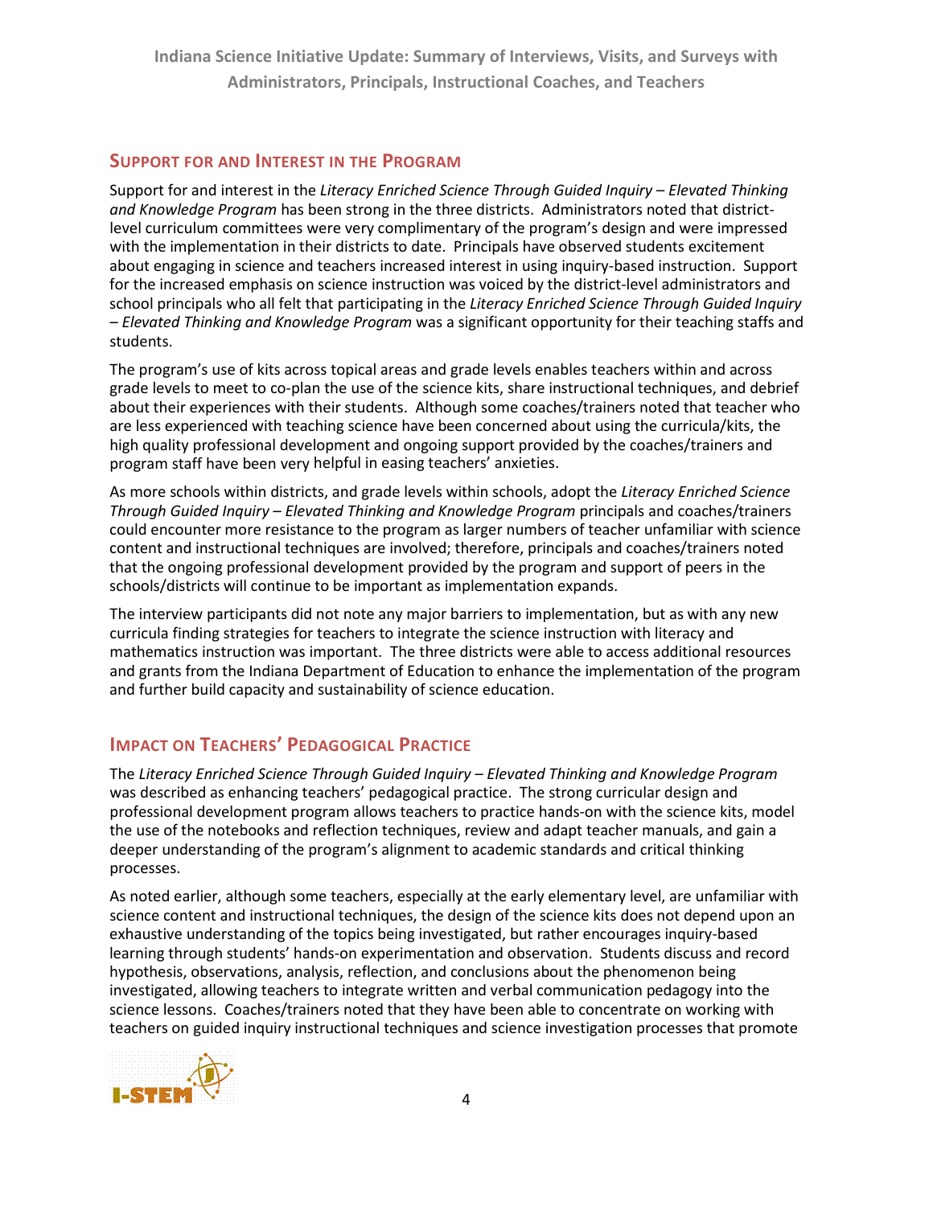## Support for and Interest in the Program

Support for and interest in the *Literacy Enriched Science Through Guided Inquiry – Elevated Thinking and Knowledge Program* has been strong in the three districts. Administrators noted that district-level curriculum committees were very complimentary of the program's design and were impressed with the implementation in their districts to date. Principals have observed students excitement about engaging in science and teachers increased interest in using inquiry-based instruction. Support for the increased emphasis on science instruction was voiced by the district-level administrators and school principals who all felt that participating in the *Literacy Enriched Science Through Guided Inquiry – Elevated Thinking and Knowledge Program* was a significant opportunity for their teaching staffs and students.

The program's use of kits across topical areas and grade levels enables teachers within and across grade levels to meet to co-plan the use of the science kits, share instructional techniques, and debrief about their experiences with their students. Although some coaches/trainers noted that teacher who are less experienced with teaching science have been concerned about using the curricula/kits, the high quality professional development and ongoing support provided by the coaches/trainers and program staff have been very helpful in easing teachers' anxieties.

As more schools within districts, and grade levels within schools, adopt the *Literacy Enriched Science Through Guided Inquiry – Elevated Thinking and Knowledge Program* principals and coaches/trainers could encounter more resistance to the program as larger numbers of teacher unfamiliar with science content and instructional techniques are involved; therefore, principals and coaches/trainers noted that the ongoing professional development provided by the program and support of peers in the schools/districts will continue to be important as implementation expands.

The interview participants did not note any major barriers to implementation, but as with any new curricula finding strategies for teachers to integrate the science instruction with literacy and mathematics instruction was important. The three districts were able to access additional resources and grants from the Indiana Department of Education to enhance the implementation of the program and further build capacity and sustainability of science education.

## Impact on Teachers' Pedagogical Practice

The *Literacy Enriched Science Through Guided Inquiry – Elevated Thinking and Knowledge Program* was described as enhancing teachers' pedagogical practice. The strong curricular design and professional development program allows teachers to practice hands-on with the science kits, model the use of the notebooks and reflection techniques, review and adapt teacher manuals, and gain a deeper understanding of the program's alignment to academic standards and critical thinking processes.

As noted earlier, although some teachers, especially at the early elementary level, are unfamiliar with science content and instructional techniques, the design of the science kits does not depend upon an exhaustive understanding of the topics being investigated, but rather encourages inquiry-based learning through students' hands-on experimentation and observation. Students discuss and record hypothesis, observations, analysis, reflection, and conclusions about the phenomenon being investigated, allowing teachers to integrate written and verbal communication pedagogy into the science lessons. Coaches/trainers noted that they have been able to concentrate on working with teachers on guided inquiry instructional techniques and science investigation processes that promote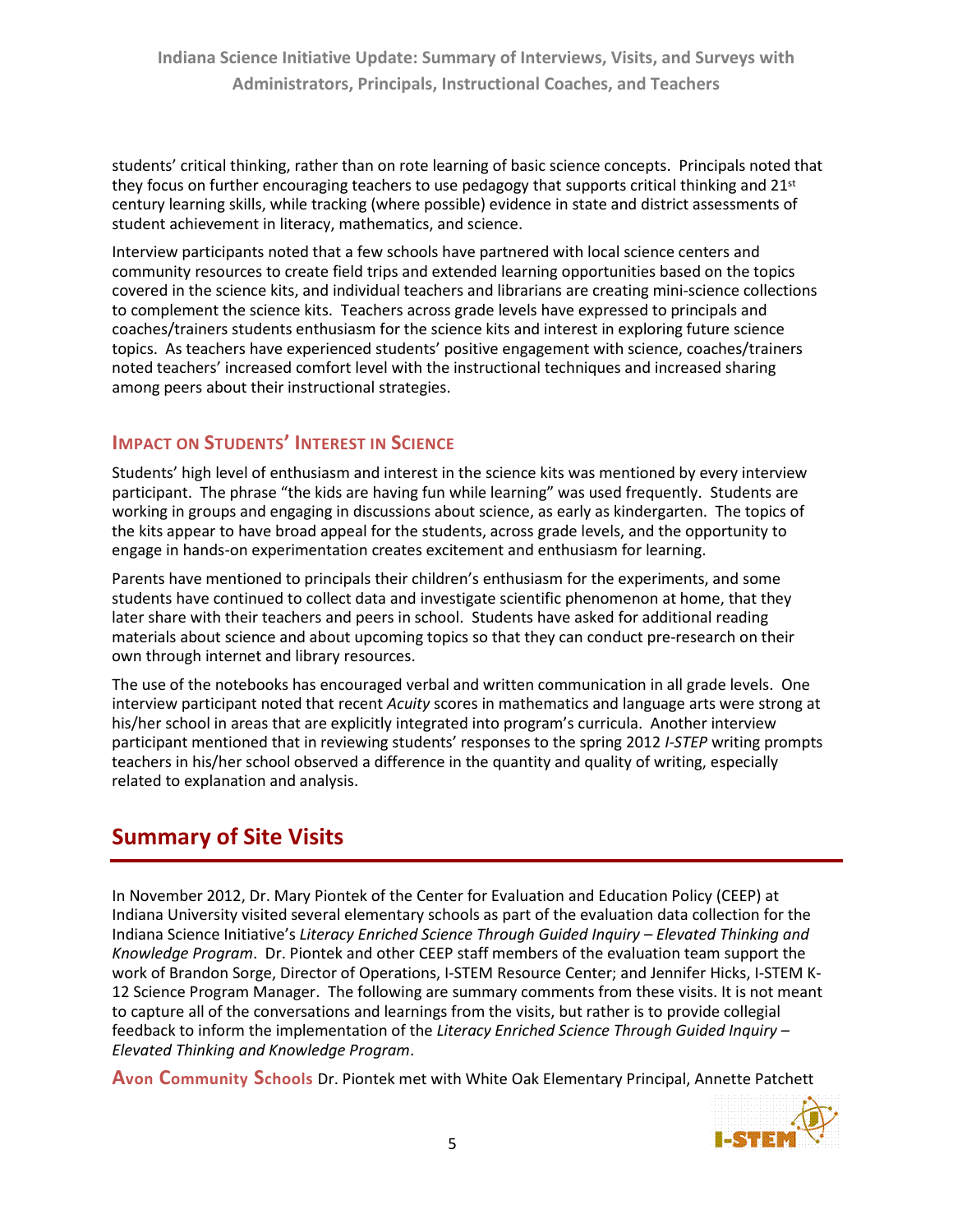students' critical thinking, rather than on rote learning of basic science concepts. Principals noted that they focus on further encouraging teachers to use pedagogy that supports critical thinking and 21st century learning skills, while tracking (where possible) evidence in state and district assessments of student achievement in literacy, mathematics, and science.

Interview participants noted that a few schools have partnered with local science centers and community resources to create field trips and extended learning opportunities based on the topics covered in the science kits, and individual teachers and librarians are creating mini-science collections to complement the science kits. Teachers across grade levels have expressed to principals and coaches/trainers students enthusiasm for the science kits and interest in exploring future science topics. As teachers have experienced students' positive engagement with science, coaches/trainers noted teachers' increased comfort level with the instructional techniques and increased sharing among peers about their instructional strategies.

### Impact on Students' Interest in Science

Students' high level of enthusiasm and interest in the science kits was mentioned by every interview participant. The phrase "the kids are having fun while learning" was used frequently. Students are working in groups and engaging in discussions about science, as early as kindergarten. The topics of the kits appear to have broad appeal for the students, across grade levels, and the opportunity to engage in hands-on experimentation creates excitement and enthusiasm for learning.

Parents have mentioned to principals their children's enthusiasm for the experiments, and some students have continued to collect data and investigate scientific phenomenon at home, that they later share with their teachers and peers in school. Students have asked for additional reading materials about science and about upcoming topics so that they can conduct pre-research on their own through internet and library resources.

The use of the notebooks has encouraged verbal and written communication in all grade levels. One interview participant noted that recent *Acuity* scores in mathematics and language arts were strong at his/her school in areas that are explicitly integrated into program's curricula. Another interview participant mentioned that in reviewing students' responses to the spring 2012 *I-STEP* writing prompts teachers in his/her school observed a difference in the quantity and quality of writing, especially related to explanation and analysis.

## Summary of Site Visits

In November 2012, Dr. Mary Piontek of the Center for Evaluation and Education Policy (CEEP) at Indiana University visited several elementary schools as part of the evaluation data collection for the Indiana Science Initiative's *Literacy Enriched Science Through Guided Inquiry – Elevated Thinking and Knowledge Program*. Dr. Piontek and other CEEP staff members of the evaluation team support the work of Brandon Sorge, Director of Operations, I-STEM Resource Center; and Jennifer Hicks, I-STEM K-12 Science Program Manager. The following are summary comments from these visits. It is not meant to capture all of the conversations and learnings from the visits, but rather is to provide collegial feedback to inform the implementation of the *Literacy Enriched Science Through Guided Inquiry – Elevated Thinking and Knowledge Program*.

**Avon Community Schools** Dr. Piontek met with White Oak Elementary Principal, Annette Patchett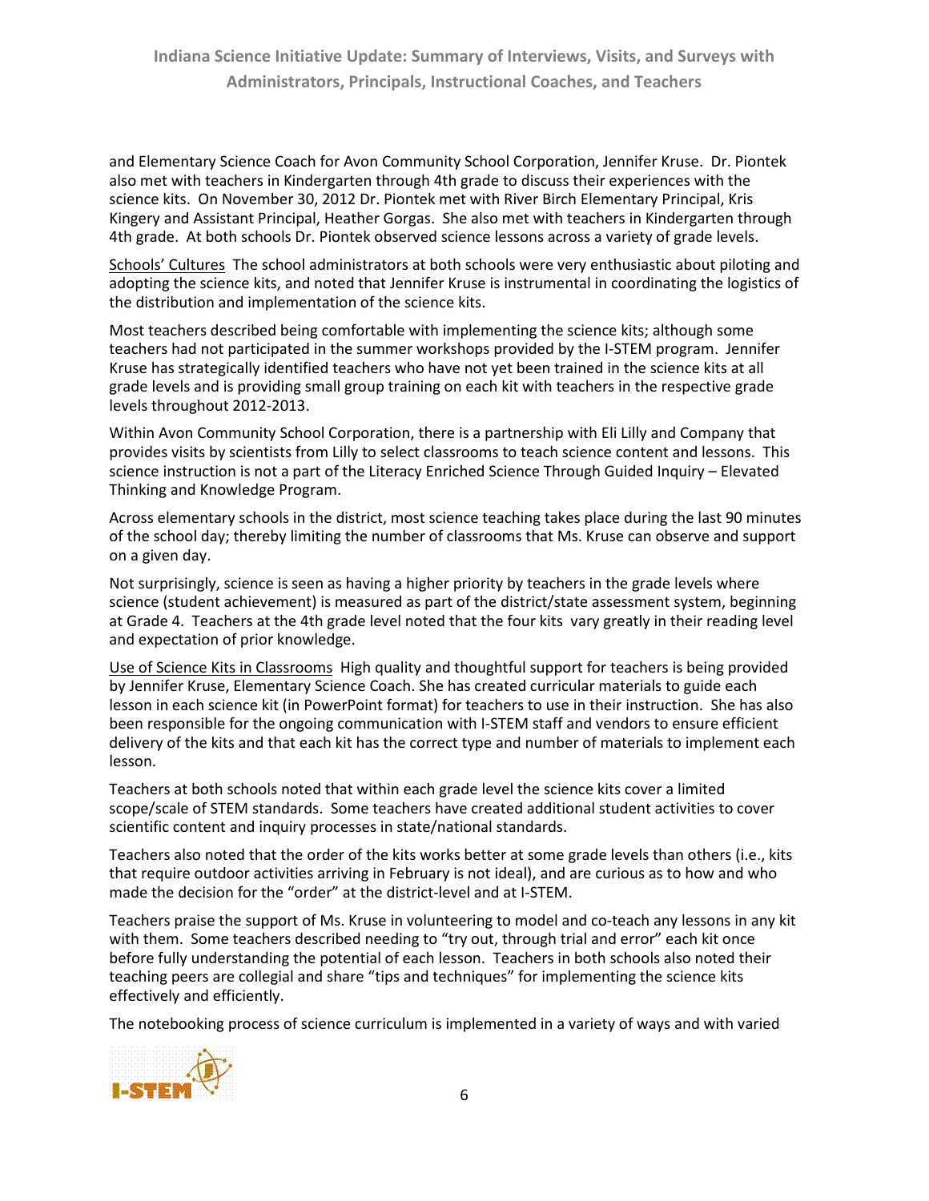and Elementary Science Coach for Avon Community School Corporation, Jennifer Kruse. Dr. Piontek also met with teachers in Kindergarten through 4th grade to discuss their experiences with the science kits. On November 30, 2012 Dr. Piontek met with River Birch Elementary Principal, Kris Kingery and Assistant Principal, Heather Gorgas. She also met with teachers in Kindergarten through 4th grade. At both schools Dr. Piontek observed science lessons across a variety of grade levels.

<u>Schools' Cultures</u> The school administrators at both schools were very enthusiastic about piloting and adopting the science kits, and noted that Jennifer Kruse is instrumental in coordinating the logistics of the distribution and implementation of the science kits.

Most teachers described being comfortable with implementing the science kits; although some teachers had not participated in the summer workshops provided by the I-STEM program. Jennifer Kruse has strategically identified teachers who have not yet been trained in the science kits at all grade levels and is providing small group training on each kit with teachers in the respective grade levels throughout 2012-2013.

Within Avon Community School Corporation, there is a partnership with Eli Lilly and Company that provides visits by scientists from Lilly to select classrooms to teach science content and lessons. This science instruction is not a part of the Literacy Enriched Science Through Guided Inquiry – Elevated Thinking and Knowledge Program.

Across elementary schools in the district, most science teaching takes place during the last 90 minutes of the school day; thereby limiting the number of classrooms that Ms. Kruse can observe and support on a given day.

Not surprisingly, science is seen as having a higher priority by teachers in the grade levels where science (student achievement) is measured as part of the district/state assessment system, beginning at Grade 4. Teachers at the 4th grade level noted that the four kits vary greatly in their reading level and expectation of prior knowledge.

<u>Use of Science Kits in Classrooms</u> High quality and thoughtful support for teachers is being provided by Jennifer Kruse, Elementary Science Coach. She has created curricular materials to guide each lesson in each science kit (in PowerPoint format) for teachers to use in their instruction. She has also been responsible for the ongoing communication with I-STEM staff and vendors to ensure efficient delivery of the kits and that each kit has the correct type and number of materials to implement each lesson.

Teachers at both schools noted that within each grade level the science kits cover a limited scope/scale of STEM standards. Some teachers have created additional student activities to cover scientific content and inquiry processes in state/national standards.

Teachers also noted that the order of the kits works better at some grade levels than others (i.e., kits that require outdoor activities arriving in February is not ideal), and are curious as to how and who made the decision for the "order" at the district-level and at I-STEM.

Teachers praise the support of Ms. Kruse in volunteering to model and co-teach any lessons in any kit with them. Some teachers described needing to "try out, through trial and error" each kit once before fully understanding the potential of each lesson. Teachers in both schools also noted their teaching peers are collegial and share "tips and techniques" for implementing the science kits effectively and efficiently.

The notebooking process of science curriculum is implemented in a variety of ways and with varied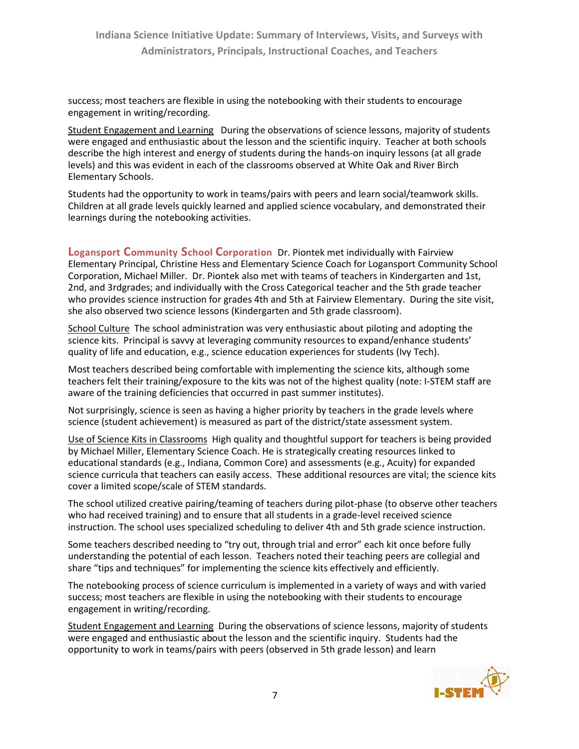success; most teachers are flexible in using the notebooking with their students to encourage engagement in writing/recording.

Student Engagement and Learning During the observations of science lessons, majority of students were engaged and enthusiastic about the lesson and the scientific inquiry. Teacher at both schools describe the high interest and energy of students during the hands-on inquiry lessons (at all grade levels) and this was evident in each of the classrooms observed at White Oak and River Birch Elementary Schools.

Students had the opportunity to work in teams/pairs with peers and learn social/teamwork skills. Children at all grade levels quickly learned and applied science vocabulary, and demonstrated their learnings during the notebooking activities.

**Logansport Community School Corporation** Dr. Piontek met individually with Fairview Elementary Principal, Christine Hess and Elementary Science Coach for Logansport Community School Corporation, Michael Miller. Dr. Piontek also met with teams of teachers in Kindergarten and 1st, 2nd, and 3rdgrades; and individually with the Cross Categorical teacher and the 5th grade teacher who provides science instruction for grades 4th and 5th at Fairview Elementary. During the site visit, she also observed two science lessons (Kindergarten and 5th grade classroom).

School Culture The school administration was very enthusiastic about piloting and adopting the science kits. Principal is savvy at leveraging community resources to expand/enhance students' quality of life and education, e.g., science education experiences for students (Ivy Tech).

Most teachers described being comfortable with implementing the science kits, although some teachers felt their training/exposure to the kits was not of the highest quality (note: I-STEM staff are aware of the training deficiencies that occurred in past summer institutes).

Not surprisingly, science is seen as having a higher priority by teachers in the grade levels where science (student achievement) is measured as part of the district/state assessment system.

Use of Science Kits in Classrooms High quality and thoughtful support for teachers is being provided by Michael Miller, Elementary Science Coach. He is strategically creating resources linked to educational standards (e.g., Indiana, Common Core) and assessments (e.g., Acuity) for expanded science curricula that teachers can easily access. These additional resources are vital; the science kits cover a limited scope/scale of STEM standards.

The school utilized creative pairing/teaming of teachers during pilot-phase (to observe other teachers who had received training) and to ensure that all students in a grade-level received science instruction. The school uses specialized scheduling to deliver 4th and 5th grade science instruction.

Some teachers described needing to "try out, through trial and error" each kit once before fully understanding the potential of each lesson. Teachers noted their teaching peers are collegial and share "tips and techniques" for implementing the science kits effectively and efficiently.

The notebooking process of science curriculum is implemented in a variety of ways and with varied success; most teachers are flexible in using the notebooking with their students to encourage engagement in writing/recording.

Student Engagement and Learning During the observations of science lessons, majority of students were engaged and enthusiastic about the lesson and the scientific inquiry. Students had the opportunity to work in teams/pairs with peers (observed in 5th grade lesson) and learn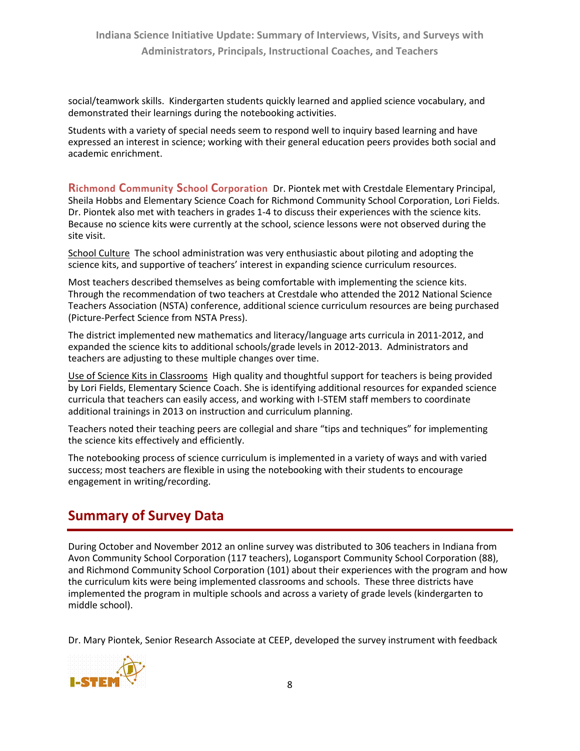social/teamwork skills. Kindergarten students quickly learned and applied science vocabulary, and demonstrated their learnings during the notebooking activities.

Students with a variety of special needs seem to respond well to inquiry based learning and have expressed an interest in science; working with their general education peers provides both social and academic enrichment.

**Richmond Community School Corporation** Dr. Piontek met with Crestdale Elementary Principal, Sheila Hobbs and Elementary Science Coach for Richmond Community School Corporation, Lori Fields. Dr. Piontek also met with teachers in grades 1-4 to discuss their experiences with the science kits. Because no science kits were currently at the school, science lessons were not observed during the site visit.

School Culture The school administration was very enthusiastic about piloting and adopting the science kits, and supportive of teachers' interest in expanding science curriculum resources.

Most teachers described themselves as being comfortable with implementing the science kits. Through the recommendation of two teachers at Crestdale who attended the 2012 National Science Teachers Association (NSTA) conference, additional science curriculum resources are being purchased (Picture-Perfect Science from NSTA Press).

The district implemented new mathematics and literacy/language arts curricula in 2011-2012, and expanded the science kits to additional schools/grade levels in 2012-2013. Administrators and teachers are adjusting to these multiple changes over time.

Use of Science Kits in Classrooms High quality and thoughtful support for teachers is being provided by Lori Fields, Elementary Science Coach. She is identifying additional resources for expanded science curricula that teachers can easily access, and working with I-STEM staff members to coordinate additional trainings in 2013 on instruction and curriculum planning.

Teachers noted their teaching peers are collegial and share "tips and techniques" for implementing the science kits effectively and efficiently.

The notebooking process of science curriculum is implemented in a variety of ways and with varied success; most teachers are flexible in using the notebooking with their students to encourage engagement in writing/recording.

## Summary of Survey Data

During October and November 2012 an online survey was distributed to 306 teachers in Indiana from Avon Community School Corporation (117 teachers), Logansport Community School Corporation (88), and Richmond Community School Corporation (101) about their experiences with the program and how the curriculum kits were being implemented classrooms and schools. These three districts have implemented the program in multiple schools and across a variety of grade levels (kindergarten to middle school).

Dr. Mary Piontek, Senior Research Associate at CEEP, developed the survey instrument with feedback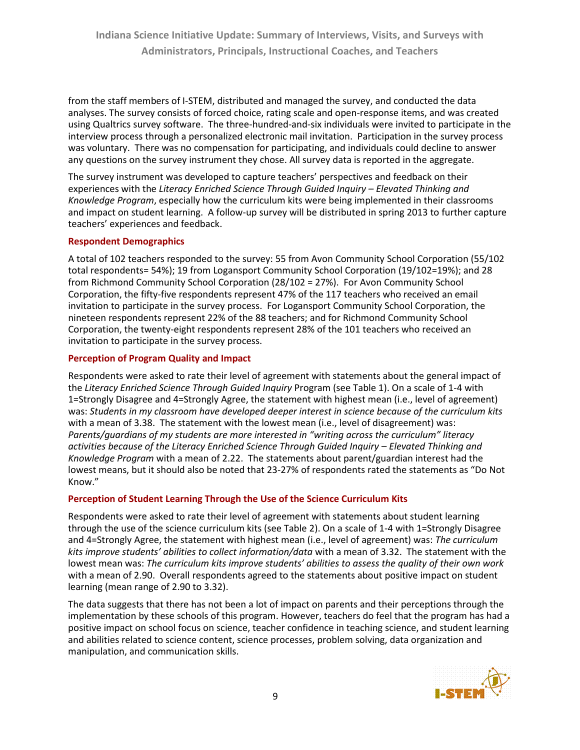from the staff members of I-STEM, distributed and managed the survey, and conducted the data analyses. The survey consists of forced choice, rating scale and open-response items, and was created using Qualtrics survey software. The three-hundred-and-six individuals were invited to participate in the interview process through a personalized electronic mail invitation. Participation in the survey process was voluntary. There was no compensation for participating, and individuals could decline to answer any questions on the survey instrument they chose. All survey data is reported in the aggregate.

The survey instrument was developed to capture teachers' perspectives and feedback on their experiences with the *Literacy Enriched Science Through Guided Inquiry – Elevated Thinking and Knowledge Program*, especially how the curriculum kits were being implemented in their classrooms and impact on student learning. A follow-up survey will be distributed in spring 2013 to further capture teachers' experiences and feedback.

### Respondent Demographics

A total of 102 teachers responded to the survey: 55 from Avon Community School Corporation (55/102 total respondents= 54%); 19 from Logansport Community School Corporation (19/102=19%); and 28 from Richmond Community School Corporation (28/102 = 27%). For Avon Community School Corporation, the fifty-five respondents represent 47% of the 117 teachers who received an email invitation to participate in the survey process. For Logansport Community School Corporation, the nineteen respondents represent 22% of the 88 teachers; and for Richmond Community School Corporation, the twenty-eight respondents represent 28% of the 101 teachers who received an invitation to participate in the survey process.

### Perception of Program Quality and Impact

Respondents were asked to rate their level of agreement with statements about the general impact of the *Literacy Enriched Science Through Guided Inquiry* Program (see Table 1). On a scale of 1-4 with 1=Strongly Disagree and 4=Strongly Agree, the statement with highest mean (i.e., level of agreement) was: *Students in my classroom have developed deeper interest in science because of the curriculum kits* with a mean of 3.38. The statement with the lowest mean (i.e., level of disagreement) was: *Parents/guardians of my students are more interested in "writing across the curriculum" literacy activities because of the Literacy Enriched Science Through Guided Inquiry – Elevated Thinking and Knowledge Program* with a mean of 2.22. The statements about parent/guardian interest had the lowest means, but it should also be noted that 23-27% of respondents rated the statements as "Do Not Know."

### Perception of Student Learning Through the Use of the Science Curriculum Kits

Respondents were asked to rate their level of agreement with statements about student learning through the use of the science curriculum kits (see Table 2). On a scale of 1-4 with 1=Strongly Disagree and 4=Strongly Agree, the statement with highest mean (i.e., level of agreement) was: *The curriculum kits improve students' abilities to collect information/data* with a mean of 3.32. The statement with the lowest mean was: *The curriculum kits improve students' abilities to assess the quality of their own work* with a mean of 2.90. Overall respondents agreed to the statements about positive impact on student learning (mean range of 2.90 to 3.32).

The data suggests that there has not been a lot of impact on parents and their perceptions through the implementation by these schools of this program. However, teachers do feel that the program has had a positive impact on school focus on science, teacher confidence in teaching science, and student learning and abilities related to science content, science processes, problem solving, data organization and manipulation, and communication skills.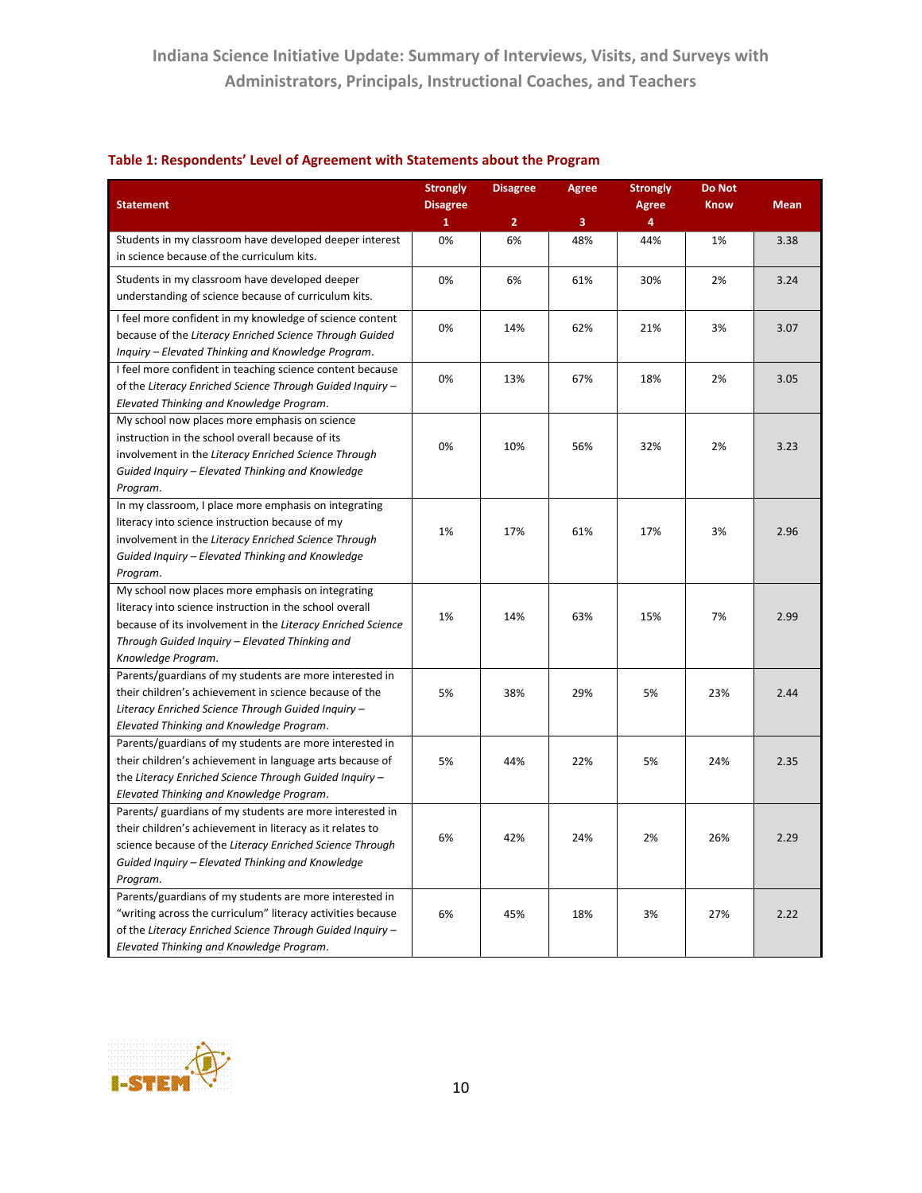#### Table 1: Respondents' Level of Agreement with Statements about the Program

| Statement | Strongly Disagree 1 | Disagree 2 | Agree 3 | Strongly Agree 4 | Do Not Know | Mean |
|---|---|---|---|---|---|---|
| Students in my classroom have developed deeper interest in science because of the curriculum kits. | 0% | 6% | 48% | 44% | 1% | 3.38 |
| Students in my classroom have developed deeper understanding of science because of curriculum kits. | 0% | 6% | 61% | 30% | 2% | 3.24 |
| I feel more confident in my knowledge of science content because of the *Literacy Enriched Science Through Guided Inquiry – Elevated Thinking and Knowledge Program*. | 0% | 14% | 62% | 21% | 3% | 3.07 |
| I feel more confident in teaching science content because of the *Literacy Enriched Science Through Guided Inquiry – Elevated Thinking and Knowledge Program*. | 0% | 13% | 67% | 18% | 2% | 3.05 |
| My school now places more emphasis on science instruction in the school overall because of its involvement in the *Literacy Enriched Science Through Guided Inquiry – Elevated Thinking and Knowledge Program*. | 0% | 10% | 56% | 32% | 2% | 3.23 |
| In my classroom, I place more emphasis on integrating literacy into science instruction because of my involvement in the *Literacy Enriched Science Through Guided Inquiry – Elevated Thinking and Knowledge Program*. | 1% | 17% | 61% | 17% | 3% | 2.96 |
| My school now places more emphasis on integrating literacy into science instruction in the school overall because of its involvement in the *Literacy Enriched Science Through Guided Inquiry – Elevated Thinking and Knowledge Program*. | 1% | 14% | 63% | 15% | 7% | 2.99 |
| Parents/guardians of my students are more interested in their children's achievement in science because of the *Literacy Enriched Science Through Guided Inquiry – Elevated Thinking and Knowledge Program*. | 5% | 38% | 29% | 5% | 23% | 2.44 |
| Parents/guardians of my students are more interested in their children's achievement in language arts because of the *Literacy Enriched Science Through Guided Inquiry – Elevated Thinking and Knowledge Program*. | 5% | 44% | 22% | 5% | 24% | 2.35 |
| Parents/ guardians of my students are more interested in their children's achievement in literacy as it relates to science because of the *Literacy Enriched Science Through Guided Inquiry – Elevated Thinking and Knowledge Program*. | 6% | 42% | 24% | 2% | 26% | 2.29 |
| Parents/guardians of my students are more interested in "writing across the curriculum" literacy activities because of the *Literacy Enriched Science Through Guided Inquiry – Elevated Thinking and Knowledge Program*. | 6% | 45% | 18% | 3% | 27% | 2.22 |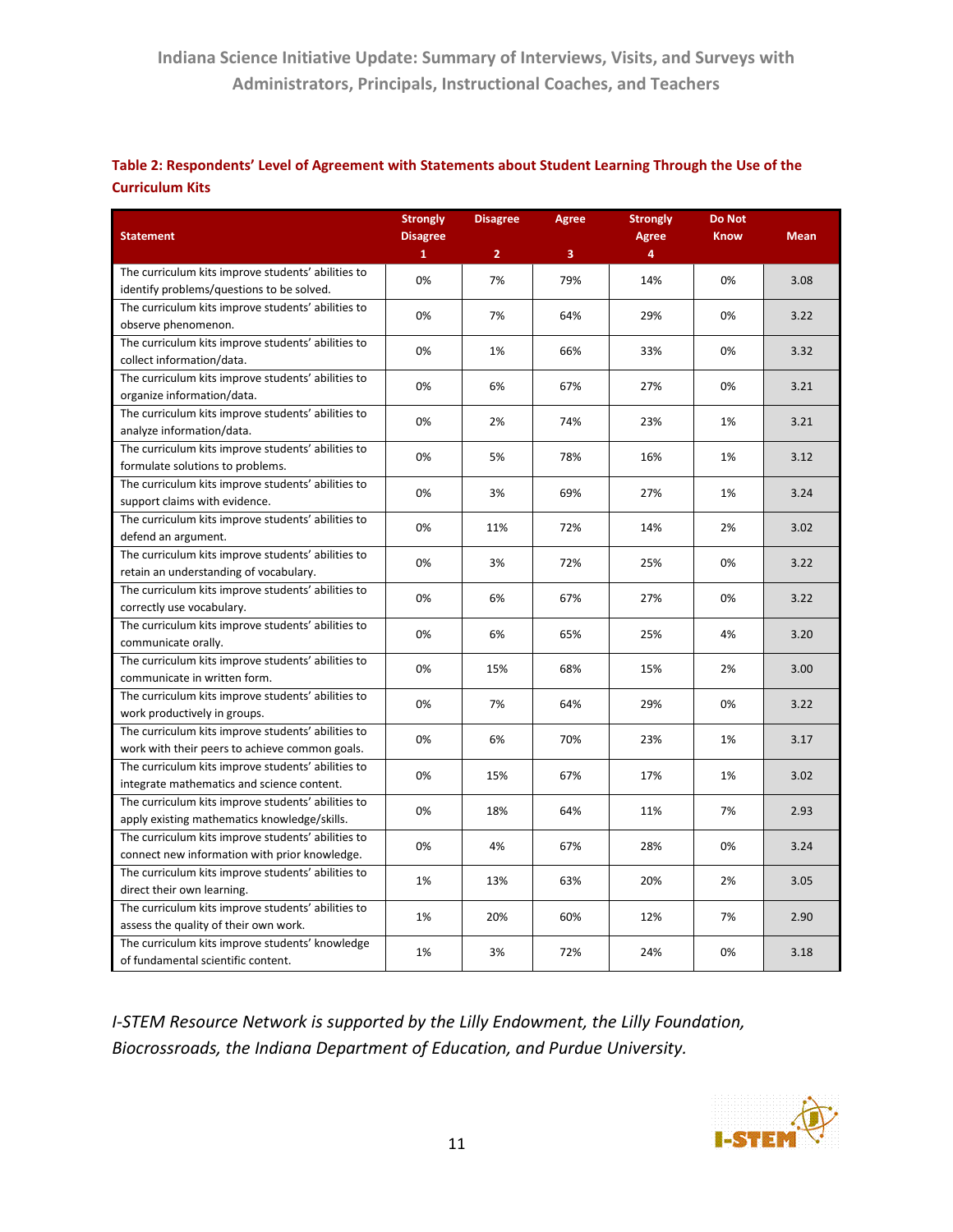**Table 2: Respondents' Level of Agreement with Statements about Student Learning Through the Use of the Curriculum Kits**

| Statement | Strongly Disagree 1 | Disagree 2 | Agree 3 | Strongly Agree 4 | Do Not Know | Mean |
|---|---|---|---|---|---|---|
| The curriculum kits improve students' abilities to identify problems/questions to be solved. | 0% | 7% | 79% | 14% | 0% | 3.08 |
| The curriculum kits improve students' abilities to observe phenomenon. | 0% | 7% | 64% | 29% | 0% | 3.22 |
| The curriculum kits improve students' abilities to collect information/data. | 0% | 1% | 66% | 33% | 0% | 3.32 |
| The curriculum kits improve students' abilities to organize information/data. | 0% | 6% | 67% | 27% | 0% | 3.21 |
| The curriculum kits improve students' abilities to analyze information/data. | 0% | 2% | 74% | 23% | 1% | 3.21 |
| The curriculum kits improve students' abilities to formulate solutions to problems. | 0% | 5% | 78% | 16% | 1% | 3.12 |
| The curriculum kits improve students' abilities to support claims with evidence. | 0% | 3% | 69% | 27% | 1% | 3.24 |
| The curriculum kits improve students' abilities to defend an argument. | 0% | 11% | 72% | 14% | 2% | 3.02 |
| The curriculum kits improve students' abilities to retain an understanding of vocabulary. | 0% | 3% | 72% | 25% | 0% | 3.22 |
| The curriculum kits improve students' abilities to correctly use vocabulary. | 0% | 6% | 67% | 27% | 0% | 3.22 |
| The curriculum kits improve students' abilities to communicate orally. | 0% | 6% | 65% | 25% | 4% | 3.20 |
| The curriculum kits improve students' abilities to communicate in written form. | 0% | 15% | 68% | 15% | 2% | 3.00 |
| The curriculum kits improve students' abilities to work productively in groups. | 0% | 7% | 64% | 29% | 0% | 3.22 |
| The curriculum kits improve students' abilities to work with their peers to achieve common goals. | 0% | 6% | 70% | 23% | 1% | 3.17 |
| The curriculum kits improve students' abilities to integrate mathematics and science content. | 0% | 15% | 67% | 17% | 1% | 3.02 |
| The curriculum kits improve students' abilities to apply existing mathematics knowledge/skills. | 0% | 18% | 64% | 11% | 7% | 2.93 |
| The curriculum kits improve students' abilities to connect new information with prior knowledge. | 0% | 4% | 67% | 28% | 0% | 3.24 |
| The curriculum kits improve students' abilities to direct their own learning. | 1% | 13% | 63% | 20% | 2% | 3.05 |
| The curriculum kits improve students' abilities to assess the quality of their own work. | 1% | 20% | 60% | 12% | 7% | 2.90 |
| The curriculum kits improve students' knowledge of fundamental scientific content. | 1% | 3% | 72% | 24% | 0% | 3.18 |

*I-STEM Resource Network is supported by the Lilly Endowment, the Lilly Foundation, Biocrossroads, the Indiana Department of Education, and Purdue University.*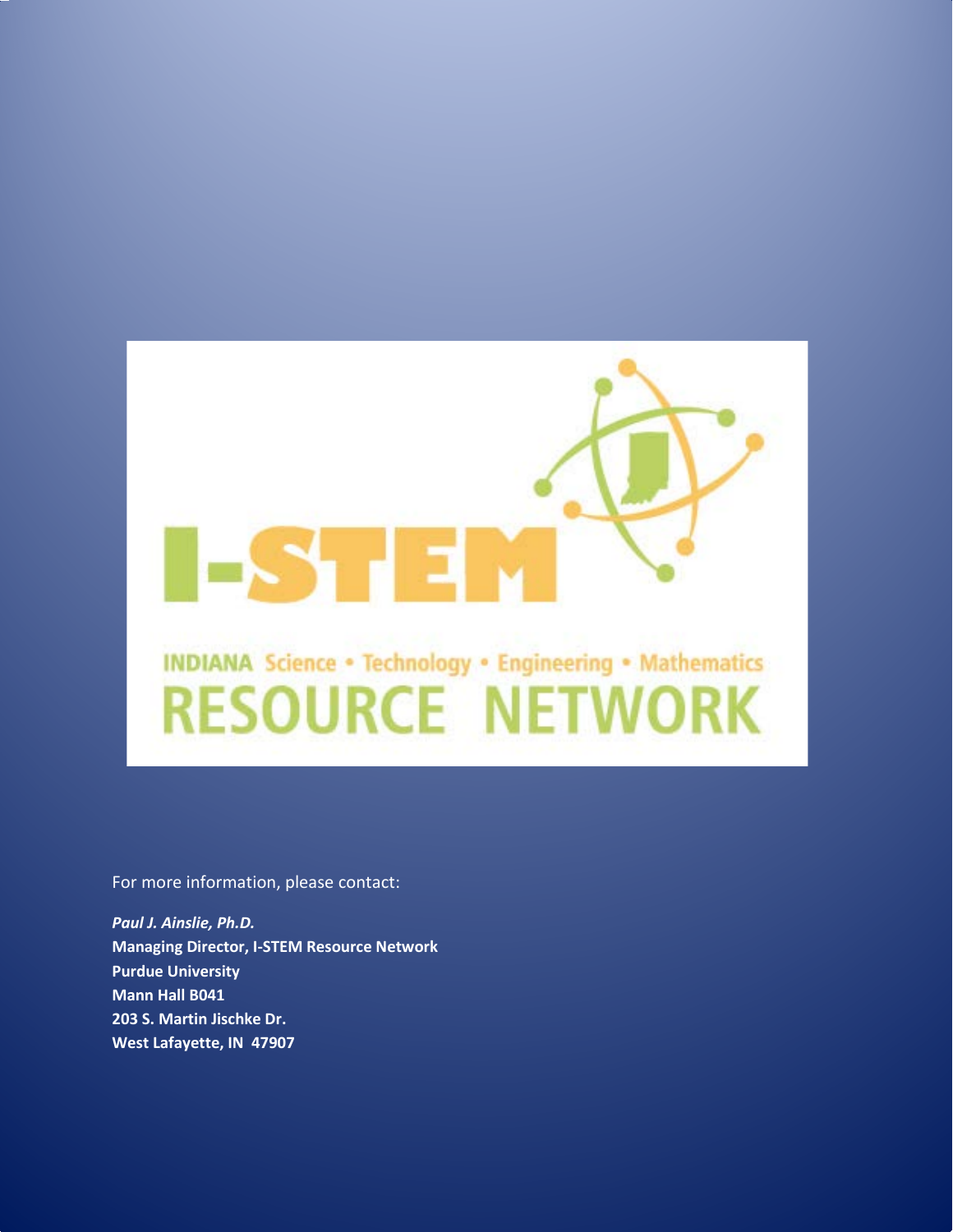I-STEM

INDIANA Science • Technology • Engineering • Mathematics

RESOURCE NETWORK

For more information, please contact:

***Paul J. Ainslie, Ph.D.***
**Managing Director, I-STEM Resource Network**
**Purdue University**
**Mann Hall B041**
**203 S. Martin Jischke Dr.**
**West Lafayette, IN 47907**